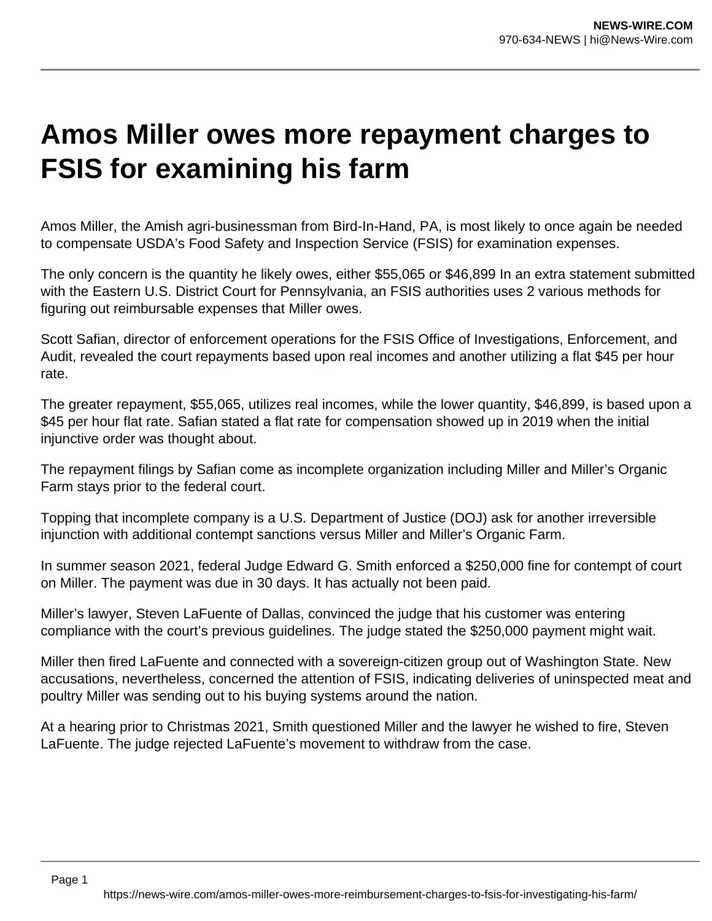# Amos Miller owes more repayment charges to FSIS for examining his farm

Amos Miller, the Amish agri-businessman from Bird-In-Hand, PA, is most likely to once again be needed to compensate USDA's Food Safety and Inspection Service (FSIS) for examination expenses.

The only concern is the quantity he likely owes, either $55,065 or $46,899 In an extra statement submitted with the Eastern U.S. District Court for Pennsylvania, an FSIS authorities uses 2 various methods for figuring out reimbursable expenses that Miller owes.

Scott Safian, director of enforcement operations for the FSIS Office of Investigations, Enforcement, and Audit, revealed the court repayments based upon real incomes and another utilizing a flat $45 per hour rate.

The greater repayment, $55,065, utilizes real incomes, while the lower quantity, $46,899, is based upon a $45 per hour flat rate. Safian stated a flat rate for compensation showed up in 2019 when the initial injunctive order was thought about.

The repayment filings by Safian come as incomplete organization including Miller and Miller's Organic Farm stays prior to the federal court.

Topping that incomplete company is a U.S. Department of Justice (DOJ) ask for another irreversible injunction with additional contempt sanctions versus Miller and Miller's Organic Farm.

In summer season 2021, federal Judge Edward G. Smith enforced a $250,000 fine for contempt of court on Miller. The payment was due in 30 days. It has actually not been paid.

Miller's lawyer, Steven LaFuente of Dallas, convinced the judge that his customer was entering compliance with the court's previous guidelines. The judge stated the $250,000 payment might wait.

Miller then fired LaFuente and connected with a sovereign-citizen group out of Washington State. New accusations, nevertheless, concerned the attention of FSIS, indicating deliveries of uninspected meat and poultry Miller was sending out to his buying systems around the nation.

At a hearing prior to Christmas 2021, Smith questioned Miller and the lawyer he wished to fire, Steven LaFuente. The judge rejected LaFuente's movement to withdraw from the case.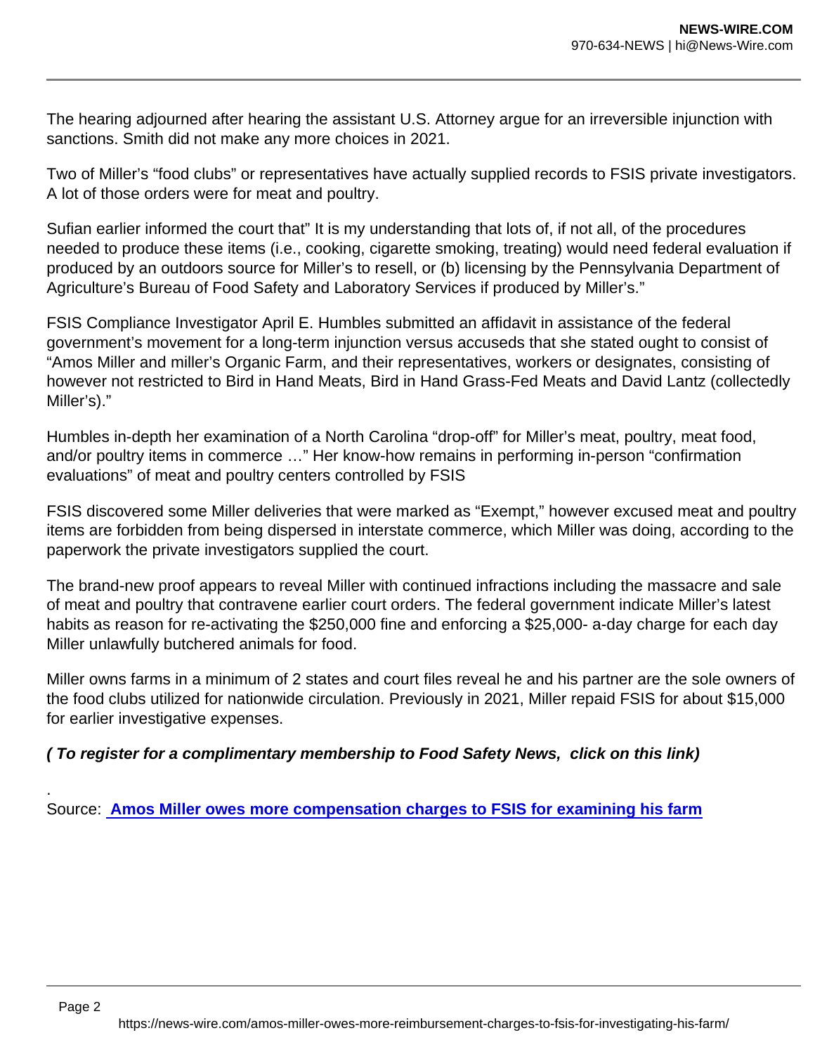The hearing adjourned after hearing the assistant U.S. Attorney argue for an irreversible injunction with sanctions. Smith did not make any more choices in 2021.

Two of Miller's "food clubs" or representatives have actually supplied records to FSIS private investigators. A lot of those orders were for meat and poultry.

Sufian earlier informed the court that" It is my understanding that lots of, if not all, of the procedures needed to produce these items (i.e., cooking, cigarette smoking, treating) would need federal evaluation if produced by an outdoors source for Miller's to resell, or (b) licensing by the Pennsylvania Department of Agriculture's Bureau of Food Safety and Laboratory Services if produced by Miller's."

FSIS Compliance Investigator April E. Humbles submitted an affidavit in assistance of the federal government's movement for a long-term injunction versus accuseds that she stated ought to consist of "Amos Miller and miller's Organic Farm, and their representatives, workers or designates, consisting of however not restricted to Bird in Hand Meats, Bird in Hand Grass-Fed Meats and David Lantz (collectedly Miller's)."

Humbles in-depth her examination of a North Carolina "drop-off" for Miller's meat, poultry, meat food, and/or poultry items in commerce …" Her know-how remains in performing in-person "confirmation evaluations" of meat and poultry centers controlled by FSIS

FSIS discovered some Miller deliveries that were marked as "Exempt," however excused meat and poultry items are forbidden from being dispersed in interstate commerce, which Miller was doing, according to the paperwork the private investigators supplied the court.

The brand-new proof appears to reveal Miller with continued infractions including the massacre and sale of meat and poultry that contravene earlier court orders. The federal government indicate Miller's latest habits as reason for re-activating the $250,000 fine and enforcing a $25,000- a-day charge for each day Miller unlawfully butchered animals for food.

Miller owns farms in a minimum of 2 states and court files reveal he and his partner are the sole owners of the food clubs utilized for nationwide circulation. Previously in 2021, Miller repaid FSIS for about $15,000 for earlier investigative expenses.

**( To register for a complimentary membership to Food Safety News, click on this link)**

.
Source: [Amos Miller owes more compensation charges to FSIS for examining his farm](https://news-wire.com/amos-miller-owes-more-reimbursement-charges-to-fsis-for-investigating-his-farm/)